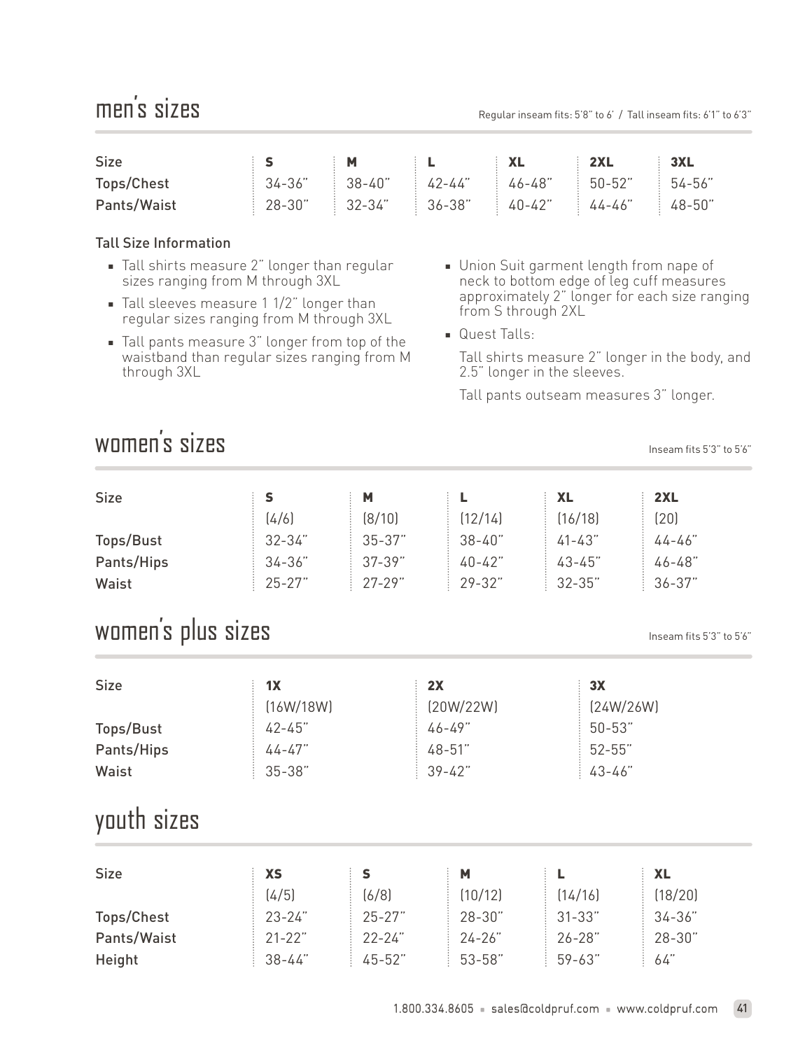## men's sizes

Regular inseam fits: 5'8" to 6' / Tall inseam fits: 6'1" to 6'3"

| Size | S | M | L | XL | 2XL | 3XL |
|---|---|---|---|---|---|---|
| Tops/Chest | 34-36" | 38-40" | 42-44" | 46-48" | 50-52" | 54-56" |
| Pants/Waist | 28-30" | 32-34" | 36-38" | 40-42" | 44-46" | 48-50" |

### Tall Size Information

- Tall shirts measure 2" longer than regular sizes ranging from M through 3XL
- Tall sleeves measure 1 1/2" longer than regular sizes ranging from M through 3XL
- Tall pants measure 3" longer from top of the waistband than regular sizes ranging from M through 3XL
- Union Suit garment length from nape of neck to bottom edge of leg cuff measures approximately 2" longer for each size ranging from S through 2XL
- Quest Talls:

  Tall shirts measure 2" longer in the body, and 2.5" longer in the sleeves.

  Tall pants outseam measures 3" longer.

## women's sizes

Inseam fits 5'3" to 5'6"

| Size | S (4/6) | M (8/10) | L (12/14) | XL (16/18) | 2XL (20) |
|---|---|---|---|---|---|
| Tops/Bust | 32-34" | 35-37" | 38-40" | 41-43" | 44-46" |
| Pants/Hips | 34-36" | 37-39" | 40-42" | 43-45" | 46-48" |
| Waist | 25-27" | 27-29" | 29-32" | 32-35" | 36-37" |

## women's plus sizes

Inseam fits 5'3" to 5'6"

| Size | 1X (16W/18W) | 2X (20W/22W) | 3X (24W/26W) |
|---|---|---|---|
| Tops/Bust | 42-45" | 46-49" | 50-53" |
| Pants/Hips | 44-47" | 48-51" | 52-55" |
| Waist | 35-38" | 39-42" | 43-46" |

## youth sizes

| Size | XS (4/5) | S (6/8) | M (10/12) | L (14/16) | XL (18/20) |
|---|---|---|---|---|---|
| Tops/Chest | 23-24" | 25-27" | 28-30" | 31-33" | 34-36" |
| Pants/Waist | 21-22" | 22-24" | 24-26" | 26-28" | 28-30" |
| Height | 38-44" | 45-52" | 53-58" | 59-63" | 64" |

1.800.334.8605 ▪ sales@coldpruf.com ▪ www.coldpruf.com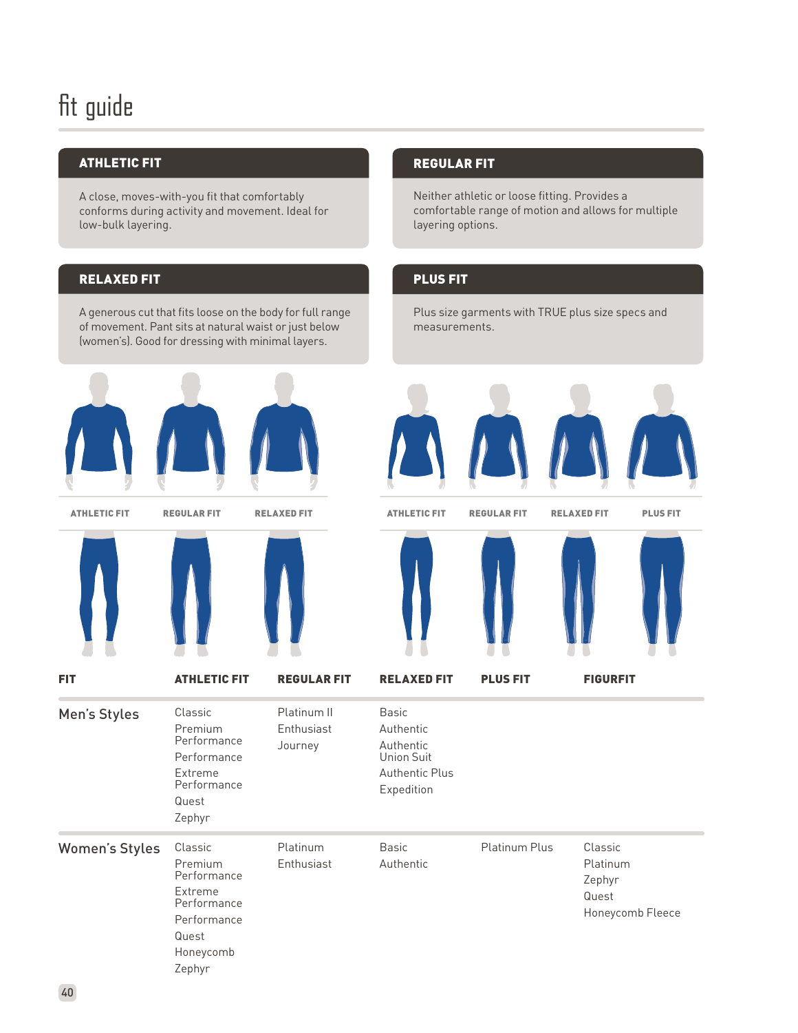# fit guide

## ATHLETIC FIT

A close, moves-with-you fit that comfortably conforms during activity and movement. Ideal for low-bulk layering.

## REGULAR FIT

Neither athletic or loose fitting. Provides a comfortable range of motion and allows for multiple layering options.

## RELAXED FIT

A generous cut that fits loose on the body for full range of movement. Pant sits at natural waist or just below (women's). Good for dressing with minimal layers.

## PLUS FIT

Plus size garments with TRUE plus size specs and measurements.

ATHLETIC FIT
REGULAR FIT
RELAXED FIT

ATHLETIC FIT
REGULAR FIT
RELAXED FIT
PLUS FIT

| FIT | ATHLETIC FIT | REGULAR FIT | RELAXED FIT | PLUS FIT | FIGURFIT |
|---|---|---|---|---|---|
| Men's Styles | Classic<br>Premium Performance<br>Performance<br>Extreme Performance<br>Quest<br>Zephyr | Platinum II<br>Enthusiast<br>Journey | Basic<br>Authentic<br>Authentic Union Suit<br>Authentic Plus<br>Expedition | | |
| Women's Styles | Classic<br>Premium Performance<br>Extreme Performance<br>Performance<br>Quest<br>Honeycomb<br>Zephyr | Platinum<br>Enthusiast | Basic<br>Authentic | Platinum Plus | Classic<br>Platinum<br>Zephyr<br>Quest<br>Honeycomb Fleece |